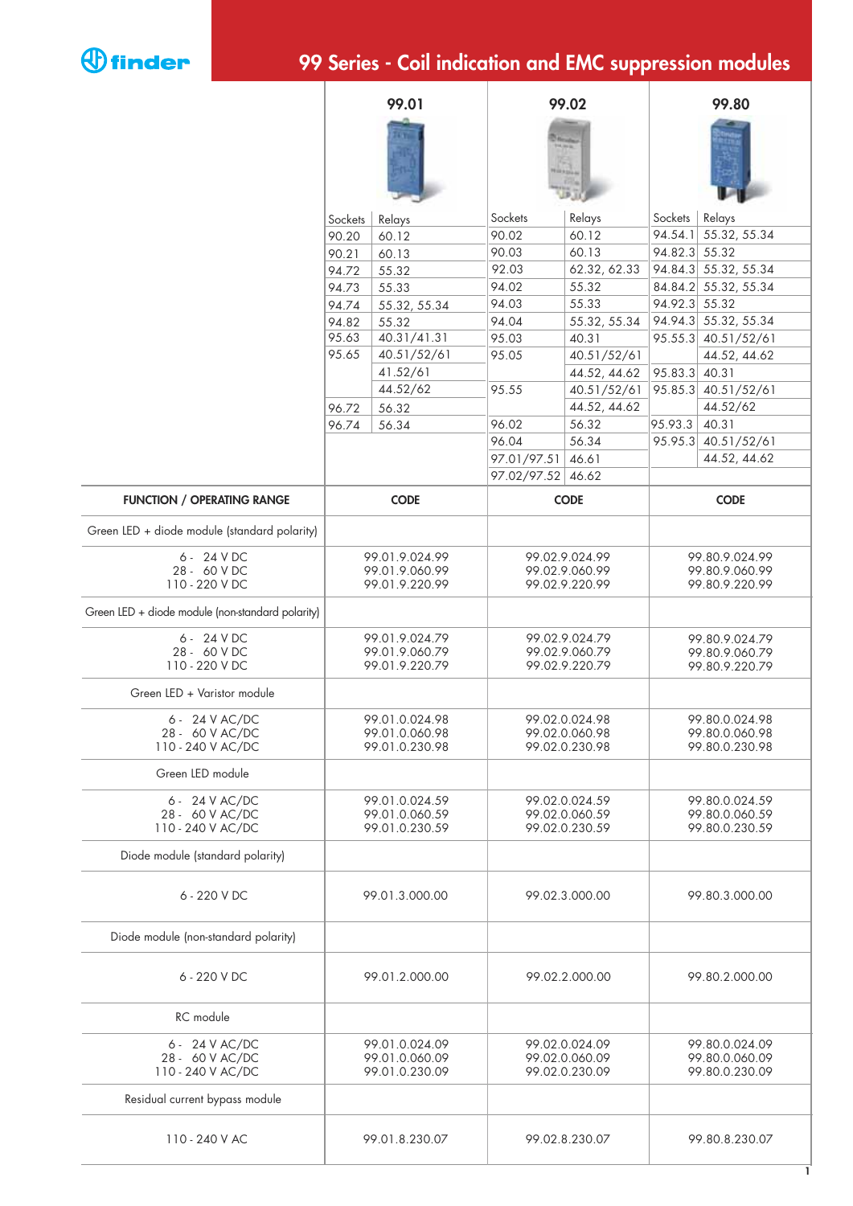# 99 Series - Coil indication and EMC suppression modules

| | 99.01 | | 99.02 | | 99.80 | |
|---|---|---|---|---|---|---|
| | Sockets | Relays | Sockets | Relays | Sockets | Relays |
| | 90.20 | 60.12 | 90.02 | 60.12 | 94.54.1 | 55.32, 55.34 |
| | 90.21 | 60.13 | 90.03 | 60.13 | 94.82.3 | 55.32 |
| | 94.72 | 55.32 | 92.03 | 62.32, 62.33 | 94.84.3 | 55.32, 55.34 |
| | 94.73 | 55.33 | 94.02 | 55.32 | 84.84.2 | 55.32, 55.34 |
| | 94.74 | 55.32, 55.34 | 94.03 | 55.33 | 94.92.3 | 55.32 |
| | 94.82 | 55.32 | 94.04 | 55.32, 55.34 | 94.94.3 | 55.32, 55.34 |
| | 95.63 | 40.31/41.31 | 95.03 | 40.31 | 95.55.3 | 40.51/52/61 |
| | 95.65 | 40.51/52/61 | 95.05 | 40.51/52/61 | | 44.52, 44.62 |
| | | 41.52/61 | | 44.52, 44.62 | 95.83.3 | 40.31 |
| | | 44.52/62 | 95.55 | 40.51/52/61 | 95.85.3 | 40.51/52/61 |
| | 96.72 | 56.32 | | 44.52, 44.62 | | 44.52/62 |
| | 96.74 | 56.34 | 96.02 | 56.32 | 95.93.3 | 40.31 |
| | | | 96.04 | 56.34 | 95.95.3 | 40.51/52/61 |
| | | | 97.01/97.51 | 46.61 | | 44.52, 44.62 |
| | | | 97.02/97.52 | 46.62 | | |

| FUNCTION / OPERATING RANGE | CODE | CODE | CODE |
|---|---|---|---|
| Green LED + diode module (standard polarity) | | | |
| 6 - 24 V DC<br>28 - 60 V DC<br>110 - 220 V DC | 99.01.9.024.99<br>99.01.9.060.99<br>99.01.9.220.99 | 99.02.9.024.99<br>99.02.9.060.99<br>99.02.9.220.99 | 99.80.9.024.99<br>99.80.9.060.99<br>99.80.9.220.99 |
| Green LED + diode module (non-standard polarity) | | | |
| 6 - 24 V DC<br>28 - 60 V DC<br>110 - 220 V DC | 99.01.9.024.79<br>99.01.9.060.79<br>99.01.9.220.79 | 99.02.9.024.79<br>99.02.9.060.79<br>99.02.9.220.79 | 99.80.9.024.79<br>99.80.9.060.79<br>99.80.9.220.79 |
| Green LED + Varistor module | | | |
| 6 - 24 V AC/DC<br>28 - 60 V AC/DC<br>110 - 240 V AC/DC | 99.01.0.024.98<br>99.01.0.060.98<br>99.01.0.230.98 | 99.02.0.024.98<br>99.02.0.060.98<br>99.02.0.230.98 | 99.80.0.024.98<br>99.80.0.060.98<br>99.80.0.230.98 |
| Green LED module | | | |
| 6 - 24 V AC/DC<br>28 - 60 V AC/DC<br>110 - 240 V AC/DC | 99.01.0.024.59<br>99.01.0.060.59<br>99.01.0.230.59 | 99.02.0.024.59<br>99.02.0.060.59<br>99.02.0.230.59 | 99.80.0.024.59<br>99.80.0.060.59<br>99.80.0.230.59 |
| Diode module (standard polarity) | | | |
| 6 - 220 V DC | 99.01.3.000.00 | 99.02.3.000.00 | 99.80.3.000.00 |
| Diode module (non-standard polarity) | | | |
| 6 - 220 V DC | 99.01.2.000.00 | 99.02.2.000.00 | 99.80.2.000.00 |
| RC module | | | |
| 6 - 24 V AC/DC<br>28 - 60 V AC/DC<br>110 - 240 V AC/DC | 99.01.0.024.09<br>99.01.0.060.09<br>99.01.0.230.09 | 99.02.0.024.09<br>99.02.0.060.09<br>99.02.0.230.09 | 99.80.0.024.09<br>99.80.0.060.09<br>99.80.0.230.09 |
| Residual current bypass module | | | |
| 110 - 240 V AC | 99.01.8.230.07 | 99.02.8.230.07 | 99.80.8.230.07 |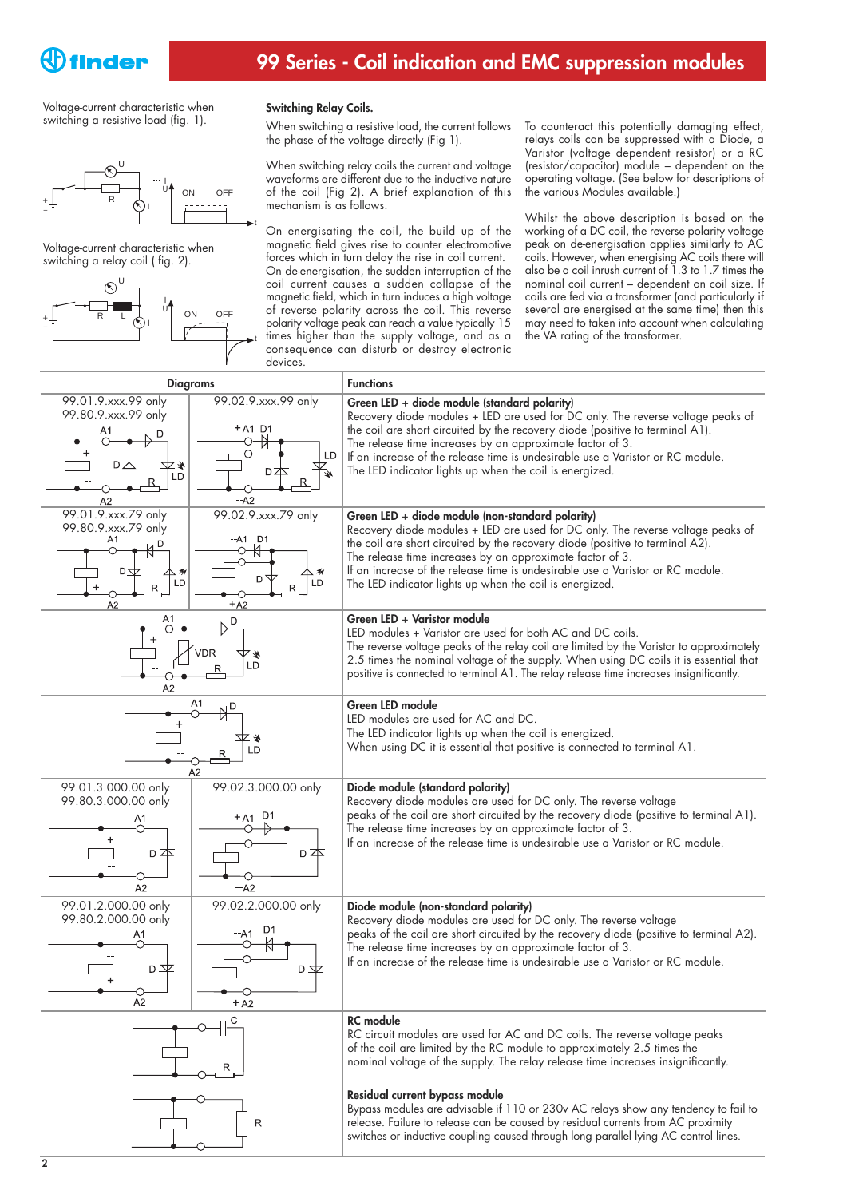# 99 Series - Coil indication and EMC suppression modules

Voltage-current characteristic when switching a resistive load (fig. 1).

U
I
R
ON
OFF

Voltage-current characteristic when switching a relay coil ( fig. 2).

U
I
R
L
ON
OFF

**Switching Relay Coils.**

When switching a resistive load, the current follows the phase of the voltage directly (Fig 1).

When switching relay coils the current and voltage waveforms are different due to the inductive nature of the coil (Fig 2). A brief explanation of this mechanism is as follows.

On energisating the coil, the build up of the magnetic field gives rise to counter electromotive forces which in turn delay the rise in coil current. On de-energisation, the sudden interruption of the coil current causes a sudden collapse of the magnetic field, which in turn induces a high voltage of reverse polarity across the coil. This reverse polarity voltage peak can reach a value typically 15 times higher than the supply voltage, and as a consequence can disturb or destroy electronic devices.

To counteract this potentially damaging effect, relays coils can be suppressed with a Diode, a Varistor (voltage dependent resistor) or a RC (resistor/capacitor) module – dependent on the operating voltage. (See below for descriptions of the various Modules available.)

Whilst the above description is based on the working of a DC coil, the reverse polarity voltage peak on de-energisation applies similarly to AC coils. However, when energising AC coils there will also be a coil inrush current of 1.3 to 1.7 times the nominal coil current – dependent on coil size. If coils are fed via a transformer (and particularly if several are energised at the same time) then this may need to taken into account when calculating the VA rating of the transformer.

| Diagrams | | Functions |
|---|---|---|
| 99.01.9.xxx.99 only<br>99.80.9.xxx.99 only | 99.02.9.xxx.99 only | **Green LED + diode module (standard polarity)**<br>Recovery diode modules + LED are used for DC only. The reverse voltage peaks of the coil are short circuited by the recovery diode (positive to terminal A1).<br>The release time increases by an approximate factor of 3.<br>If an increase of the release time is undesirable use a Varistor or RC module.<br>The LED indicator lights up when the coil is energized. |
| 99.01.9.xxx.79 only<br>99.80.9.xxx.79 only | 99.02.9.xxx.79 only | **Green LED + diode module (non-standard polarity)**<br>Recovery diode modules + LED are used for DC only. The reverse voltage peaks of the coil are short circuited by the recovery diode (positive to terminal A2).<br>The release time increases by an approximate factor of 3.<br>If an increase of the release time is undesirable use a Varistor or RC module.<br>The LED indicator lights up when the coil is energized. |
| | | **Green LED + Varistor module**<br>LED modules + Varistor are used for both AC and DC coils.<br>The reverse voltage peaks of the relay coil are limited by the Varistor to approximately 2.5 times the nominal voltage of the supply. When using DC coils it is essential that positive is connected to terminal A1. The relay release time increases insignificantly. |
| | | **Green LED module**<br>LED modules are used for AC and DC.<br>The LED indicator lights up when the coil is energized.<br>When using DC it is essential that positive is connected to terminal A1. |
| 99.01.3.000.00 only<br>99.80.3.000.00 only | 99.02.3.000.00 only | **Diode module (standard polarity)**<br>Recovery diode modules are used for DC only. The reverse voltage peaks of the coil are short circuited by the recovery diode (positive to terminal A1).<br>The release time increases by an approximate factor of 3.<br>If an increase of the release time is undesirable use a Varistor or RC module. |
| 99.01.2.000.00 only<br>99.80.2.000.00 only | 99.02.2.000.00 only | **Diode module (non-standard polarity)**<br>Recovery diode modules are used for DC only. The reverse voltage peaks of the coil are short circuited by the recovery diode (positive to terminal A2).<br>The release time increases by an approximate factor of 3.<br>If an increase of the release time is undesirable use a Varistor or RC module. |
| | | **RC module**<br>RC circuit modules are used for AC and DC coils. The reverse voltage peaks of the coil are limited by the RC module to approximately 2.5 times the nominal voltage of the supply. The relay release time increases insignificantly. |
| | | **Residual current bypass module**<br>Bypass modules are advisable if 110 or 230v AC relays show any tendency to fail to release. Failure to release can be caused by residual currents from AC proximity switches or inductive coupling caused through long parallel lying AC control lines. |